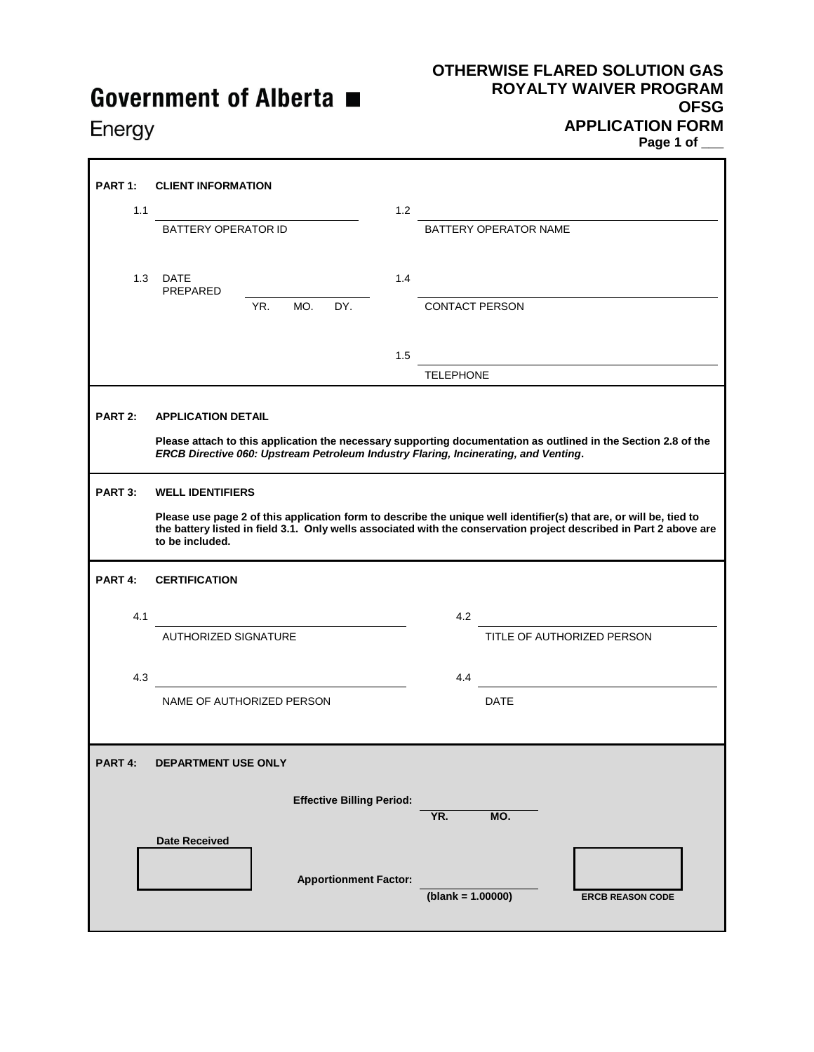**Government of Alberta ■**

Energy

# OTHERWISE FLARED SOLUTION GAS ROYALTY WAIVER PROGRAM OFSG APPLICATION FORM

**Page 1 of \_\_\_**

## PART 1: CLIENT INFORMATION

1.1 \_\_\_\_\_\_\_\_\_\_\_\_\_\_\_\_\_\_\_\_
BATTERY OPERATOR ID

1.2 \_\_\_\_\_\_\_\_\_\_\_\_\_\_\_\_\_\_\_\_
BATTERY OPERATOR NAME

1.3 DATE PREPARED \_\_\_\_\_\_\_\_\_\_\_\_\_\_\_\_\_\_\_\_
YR. MO. DY.

1.4 \_\_\_\_\_\_\_\_\_\_\_\_\_\_\_\_\_\_\_\_
CONTACT PERSON

1.5 \_\_\_\_\_\_\_\_\_\_\_\_\_\_\_\_\_\_\_\_
TELEPHONE

## PART 2: APPLICATION DETAIL

**Please attach to this application the necessary supporting documentation as outlined in the Section 2.8 of the *ERCB Directive 060: Upstream Petroleum Industry Flaring, Incinerating, and Venting*.**

## PART 3: WELL IDENTIFIERS

**Please use page 2 of this application form to describe the unique well identifier(s) that are, or will be, tied to the battery listed in field 3.1. Only wells associated with the conservation project described in Part 2 above are to be included.**

## PART 4: CERTIFICATION

4.1 \_\_\_\_\_\_\_\_\_\_\_\_\_\_\_\_\_\_\_\_
AUTHORIZED SIGNATURE

4.2 \_\_\_\_\_\_\_\_\_\_\_\_\_\_\_\_\_\_\_\_
TITLE OF AUTHORIZED PERSON

4.3 \_\_\_\_\_\_\_\_\_\_\_\_\_\_\_\_\_\_\_\_
NAME OF AUTHORIZED PERSON

4.4 \_\_\_\_\_\_\_\_\_\_\_\_\_\_\_\_\_\_\_\_
DATE

## PART 4: DEPARTMENT USE ONLY

**Effective Billing Period:** \_\_\_\_\_\_\_\_\_\_\_\_\_\_\_\_\_\_\_\_
**YR. MO.**

**Date Received**

**Apportionment Factor:** \_\_\_\_\_\_\_\_\_\_\_\_\_\_\_\_\_\_\_\_
**(blank = 1.00000)**

**ERCB REASON CODE**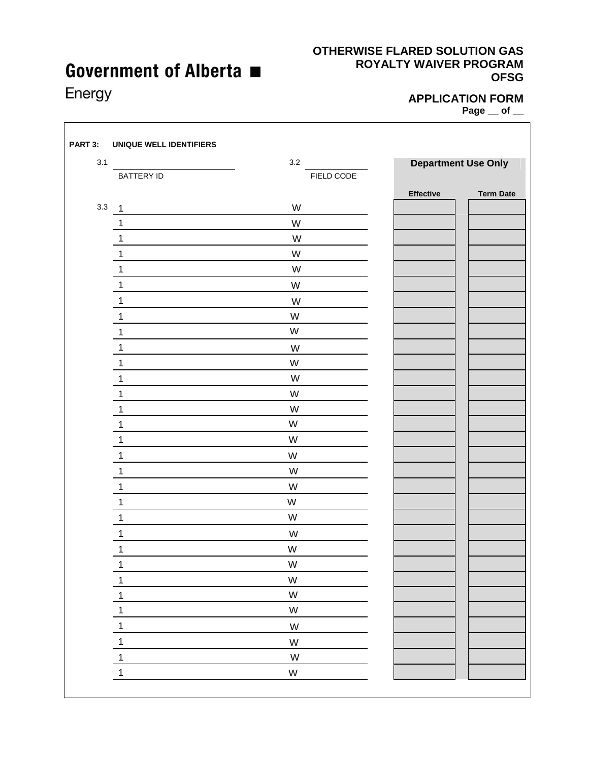**Government of Alberta**
Energy

# OTHERWISE FLARED SOLUTION GAS ROYALTY WAIVER PROGRAM OFSG

## APPLICATION FORM

Page __ of __

**PART 3: UNIQUE WELL IDENTIFIERS**

3.1 ______________________ BATTERY ID

3.2 ______________________ FIELD CODE

3.3

| Unique Well Identifier | | Department Use Only | |
|---|---|---|---|
| | | **Effective** | **Term Date** |
| 1 | W | | |
| 1 | W | | |
| 1 | W | | |
| 1 | W | | |
| 1 | W | | |
| 1 | W | | |
| 1 | W | | |
| 1 | W | | |
| 1 | W | | |
| 1 | W | | |
| 1 | W | | |
| 1 | W | | |
| 1 | W | | |
| 1 | W | | |
| 1 | W | | |
| 1 | W | | |
| 1 | W | | |
| 1 | W | | |
| 1 | W | | |
| 1 | W | | |
| 1 | W | | |
| 1 | W | | |
| 1 | W | | |
| 1 | W | | |
| 1 | W | | |
| 1 | W | | |
| 1 | W | | |
| 1 | W | | |
| 1 | W | | |
| 1 | W | | |
| 1 | W | | |